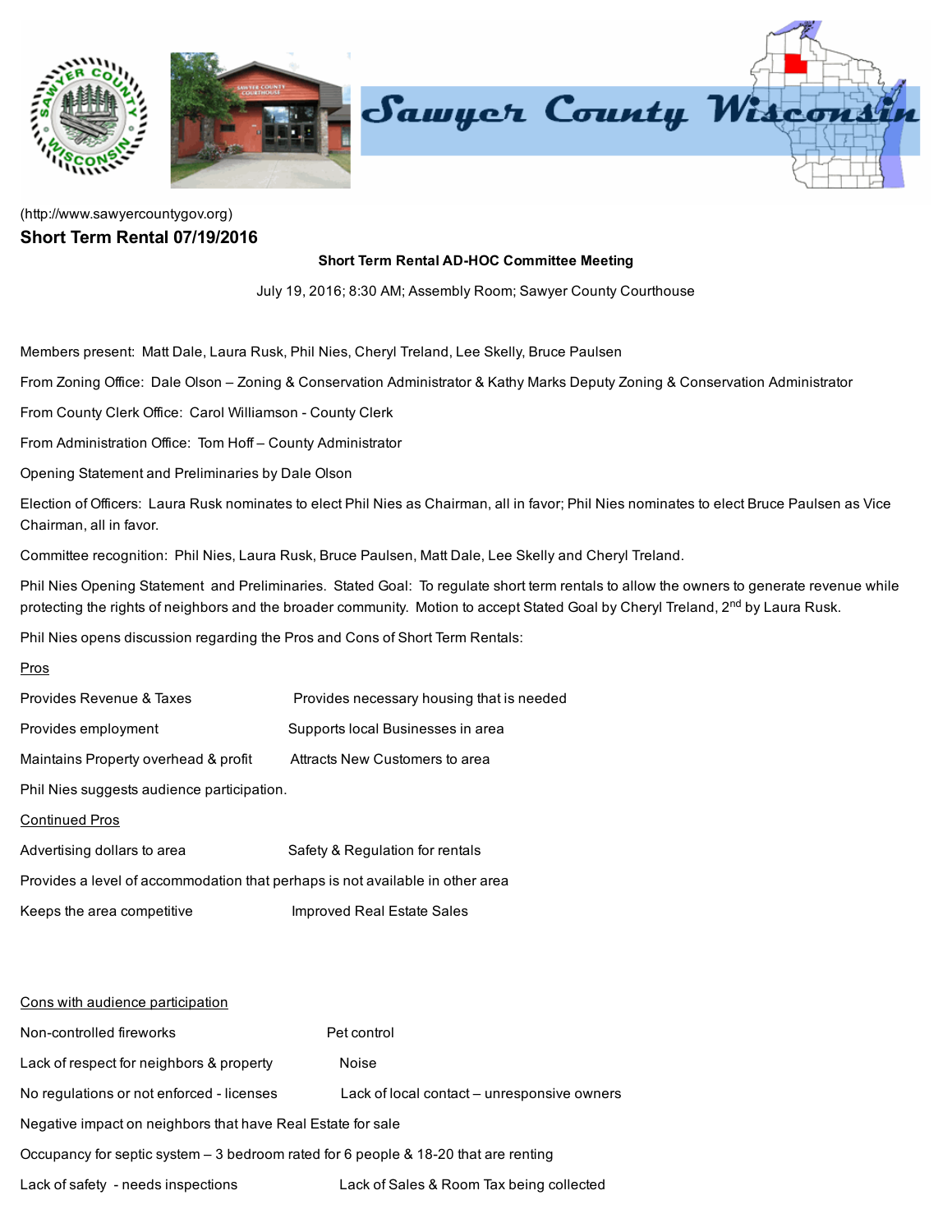(http://www.sawyercountygov.org)

## Short Term Rental 07/19/2016

**Short Term Rental AD-HOC Committee Meeting**

July 19, 2016; 8:30 AM; Assembly Room; Sawyer County Courthouse

Members present: Matt Dale, Laura Rusk, Phil Nies, Cheryl Treland, Lee Skelly, Bruce Paulsen

From Zoning Office: Dale Olson – Zoning & Conservation Administrator & Kathy Marks Deputy Zoning & Conservation Administrator

From County Clerk Office: Carol Williamson - County Clerk

From Administration Office: Tom Hoff – County Administrator

Opening Statement and Preliminaries by Dale Olson

Election of Officers: Laura Rusk nominates to elect Phil Nies as Chairman, all in favor; Phil Nies nominates to elect Bruce Paulsen as Vice Chairman, all in favor.

Committee recognition: Phil Nies, Laura Rusk, Bruce Paulsen, Matt Dale, Lee Skelly and Cheryl Treland.

Phil Nies Opening Statement and Preliminaries. Stated Goal: To regulate short term rentals to allow the owners to generate revenue while protecting the rights of neighbors and the broader community. Motion to accept Stated Goal by Cheryl Treland, 2nd by Laura Rusk.

Phil Nies opens discussion regarding the Pros and Cons of Short Term Rentals:

<u>Pros</u>

Provides Revenue & Taxes — Provides necessary housing that is needed

Provides employment — Supports local Businesses in area

Maintains Property overhead & profit — Attracts New Customers to area

Phil Nies suggests audience participation.

<u>Continued Pros</u>

Advertising dollars to area — Safety & Regulation for rentals

Provides a level of accommodation that perhaps is not available in other area

Keeps the area competitive — Improved Real Estate Sales

<u>Cons with audience participation</u>

Non-controlled fireworks — Pet control

Lack of respect for neighbors & property — Noise

No regulations or not enforced - licenses — Lack of local contact – unresponsive owners

Negative impact on neighbors that have Real Estate for sale

Occupancy for septic system – 3 bedroom rated for 6 people & 18-20 that are renting

Lack of safety - needs inspections — Lack of Sales & Room Tax being collected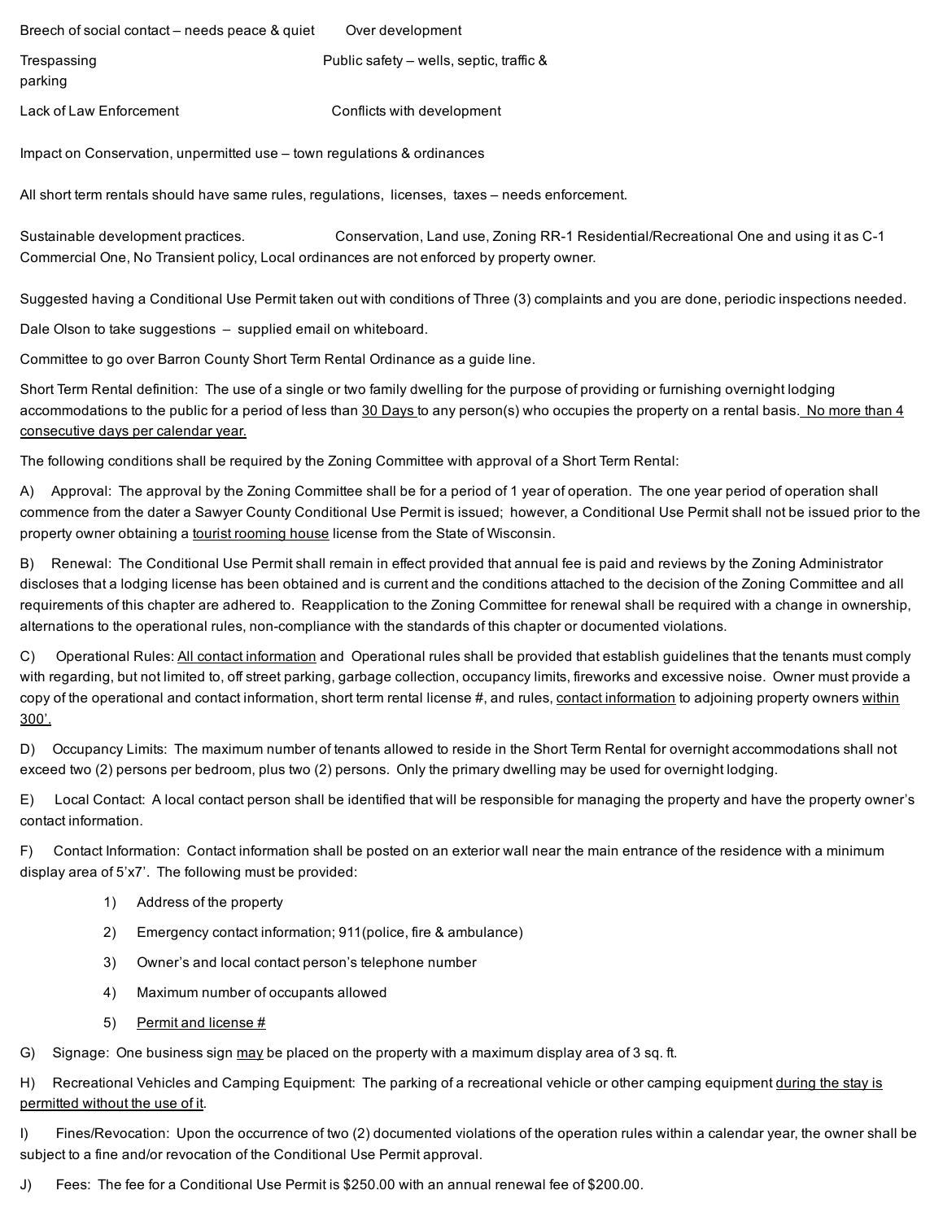Breech of social contact – needs peace & quiet    Over development

Trespassing    Public safety – wells, septic, traffic & parking

Lack of Law Enforcement    Conflicts with development

Impact on Conservation, unpermitted use – town regulations & ordinances

All short term rentals should have same rules, regulations, licenses, taxes – needs enforcement.

Sustainable development practices.    Conservation, Land use, Zoning RR-1 Residential/Recreational One and using it as C-1 Commercial One, No Transient policy, Local ordinances are not enforced by property owner.

Suggested having a Conditional Use Permit taken out with conditions of Three (3) complaints and you are done, periodic inspections needed.

Dale Olson to take suggestions – supplied email on whiteboard.

Committee to go over Barron County Short Term Rental Ordinance as a guide line.

Short Term Rental definition: The use of a single or two family dwelling for the purpose of providing or furnishing overnight lodging accommodations to the public for a period of less than <u>30 Days</u> to any person(s) who occupies the property on a rental basis. <u>No more than 4 consecutive days per calendar year.</u>

The following conditions shall be required by the Zoning Committee with approval of a Short Term Rental:

A) Approval: The approval by the Zoning Committee shall be for a period of 1 year of operation. The one year period of operation shall commence from the dater a Sawyer County Conditional Use Permit is issued; however, a Conditional Use Permit shall not be issued prior to the property owner obtaining a <u>tourist rooming house</u> license from the State of Wisconsin.

B) Renewal: The Conditional Use Permit shall remain in effect provided that annual fee is paid and reviews by the Zoning Administrator discloses that a lodging license has been obtained and is current and the conditions attached to the decision of the Zoning Committee and all requirements of this chapter are adhered to. Reapplication to the Zoning Committee for renewal shall be required with a change in ownership, alternations to the operational rules, non-compliance with the standards of this chapter or documented violations.

C) Operational Rules: <u>All contact information</u> and Operational rules shall be provided that establish guidelines that the tenants must comply with regarding, but not limited to, off street parking, garbage collection, occupancy limits, fireworks and excessive noise. Owner must provide a copy of the operational and contact information, short term rental license #, and rules, <u>contact information</u> to adjoining property owners <u>within 300'.</u>

D) Occupancy Limits: The maximum number of tenants allowed to reside in the Short Term Rental for overnight accommodations shall not exceed two (2) persons per bedroom, plus two (2) persons. Only the primary dwelling may be used for overnight lodging.

E) Local Contact: A local contact person shall be identified that will be responsible for managing the property and have the property owner's contact information.

F) Contact Information: Contact information shall be posted on an exterior wall near the main entrance of the residence with a minimum display area of 5'x7'. The following must be provided:

1) Address of the property
2) Emergency contact information; 911(police, fire & ambulance)
3) Owner's and local contact person's telephone number
4) Maximum number of occupants allowed
5) <u>Permit and license #</u>

G) Signage: One business sign <u>may</u> be placed on the property with a maximum display area of 3 sq. ft.

H) Recreational Vehicles and Camping Equipment: The parking of a recreational vehicle or other camping equipment <u>during the stay is permitted without the use of it</u>.

I) Fines/Revocation: Upon the occurrence of two (2) documented violations of the operation rules within a calendar year, the owner shall be subject to a fine and/or revocation of the Conditional Use Permit approval.

J) Fees: The fee for a Conditional Use Permit is $250.00 with an annual renewal fee of $200.00.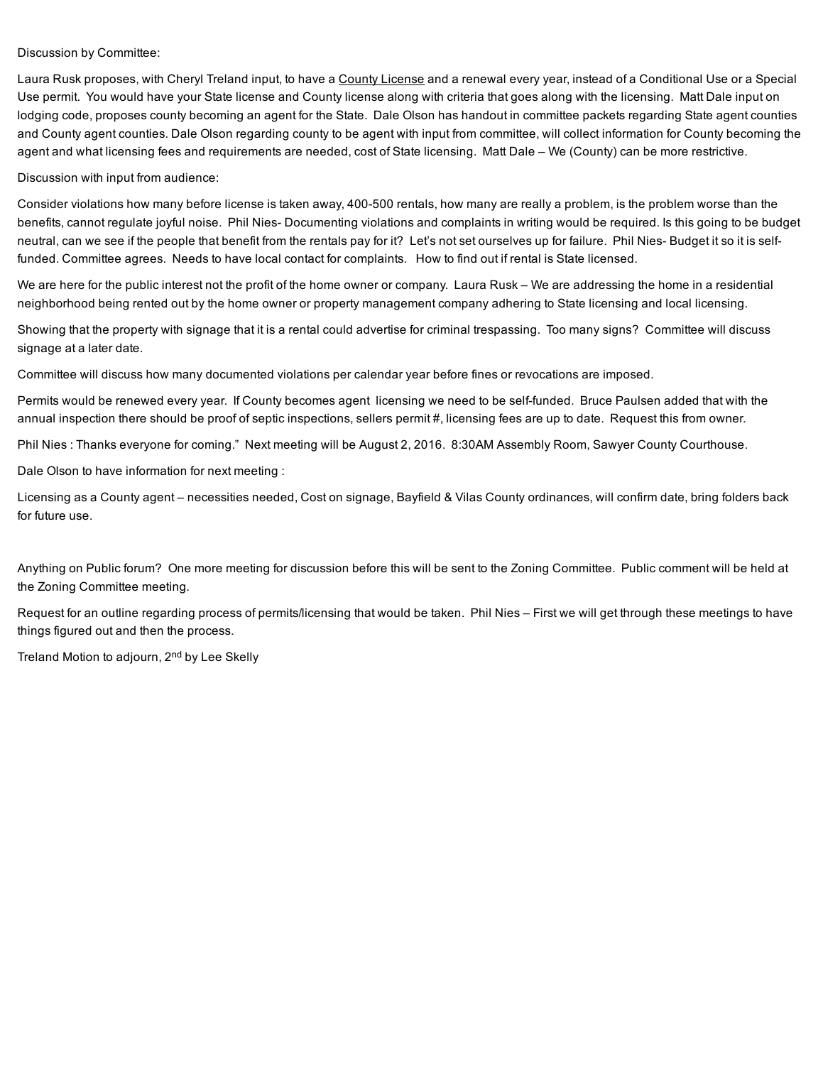Discussion by Committee:

Laura Rusk proposes, with Cheryl Treland input, to have a <u>County License</u> and a renewal every year, instead of a Conditional Use or a Special Use permit. You would have your State license and County license along with criteria that goes along with the licensing. Matt Dale input on lodging code, proposes county becoming an agent for the State. Dale Olson has handout in committee packets regarding State agent counties and County agent counties. Dale Olson regarding county to be agent with input from committee, will collect information for County becoming the agent and what licensing fees and requirements are needed, cost of State licensing. Matt Dale – We (County) can be more restrictive.

Discussion with input from audience:

Consider violations how many before license is taken away, 400-500 rentals, how many are really a problem, is the problem worse than the benefits, cannot regulate joyful noise. Phil Nies- Documenting violations and complaints in writing would be required. Is this going to be budget neutral, can we see if the people that benefit from the rentals pay for it? Let's not set ourselves up for failure. Phil Nies- Budget it so it is self-funded. Committee agrees. Needs to have local contact for complaints. How to find out if rental is State licensed.

We are here for the public interest not the profit of the home owner or company. Laura Rusk – We are addressing the home in a residential neighborhood being rented out by the home owner or property management company adhering to State licensing and local licensing.

Showing that the property with signage that it is a rental could advertise for criminal trespassing. Too many signs? Committee will discuss signage at a later date.

Committee will discuss how many documented violations per calendar year before fines or revocations are imposed.

Permits would be renewed every year. If County becomes agent licensing we need to be self-funded. Bruce Paulsen added that with the annual inspection there should be proof of septic inspections, sellers permit #, licensing fees are up to date. Request this from owner.

Phil Nies : Thanks everyone for coming." Next meeting will be August 2, 2016. 8:30AM Assembly Room, Sawyer County Courthouse.

Dale Olson to have information for next meeting :

Licensing as a County agent – necessities needed, Cost on signage, Bayfield & Vilas County ordinances, will confirm date, bring folders back for future use.

Anything on Public forum? One more meeting for discussion before this will be sent to the Zoning Committee. Public comment will be held at the Zoning Committee meeting.

Request for an outline regarding process of permits/licensing that would be taken. Phil Nies – First we will get through these meetings to have things figured out and then the process.

Treland Motion to adjourn, 2nd by Lee Skelly